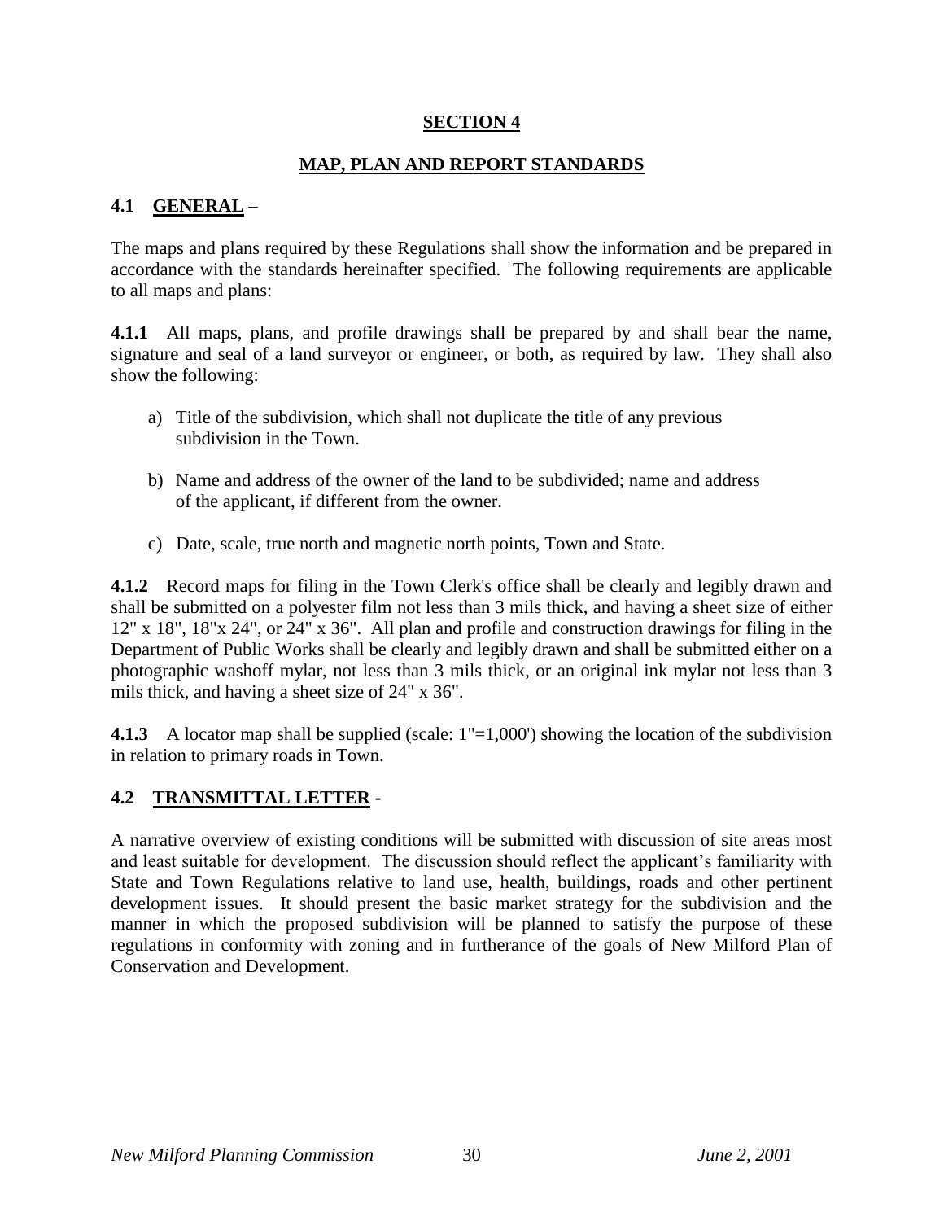# SECTION 4

## MAP, PLAN AND REPORT STANDARDS

### 4.1 GENERAL –

The maps and plans required by these Regulations shall show the information and be prepared in accordance with the standards hereinafter specified. The following requirements are applicable to all maps and plans:

**4.1.1** All maps, plans, and profile drawings shall be prepared by and shall bear the name, signature and seal of a land surveyor or engineer, or both, as required by law. They shall also show the following:

a) Title of the subdivision, which shall not duplicate the title of any previous subdivision in the Town.

b) Name and address of the owner of the land to be subdivided; name and address of the applicant, if different from the owner.

c) Date, scale, true north and magnetic north points, Town and State.

**4.1.2** Record maps for filing in the Town Clerk's office shall be clearly and legibly drawn and shall be submitted on a polyester film not less than 3 mils thick, and having a sheet size of either 12" x 18", 18"x 24", or 24" x 36". All plan and profile and construction drawings for filing in the Department of Public Works shall be clearly and legibly drawn and shall be submitted either on a photographic washoff mylar, not less than 3 mils thick, or an original ink mylar not less than 3 mils thick, and having a sheet size of 24" x 36".

**4.1.3** A locator map shall be supplied (scale: 1"=1,000') showing the location of the subdivision in relation to primary roads in Town.

### 4.2 TRANSMITTAL LETTER -

A narrative overview of existing conditions will be submitted with discussion of site areas most and least suitable for development. The discussion should reflect the applicant's familiarity with State and Town Regulations relative to land use, health, buildings, roads and other pertinent development issues. It should present the basic market strategy for the subdivision and the manner in which the proposed subdivision will be planned to satisfy the purpose of these regulations in conformity with zoning and in furtherance of the goals of New Milford Plan of Conservation and Development.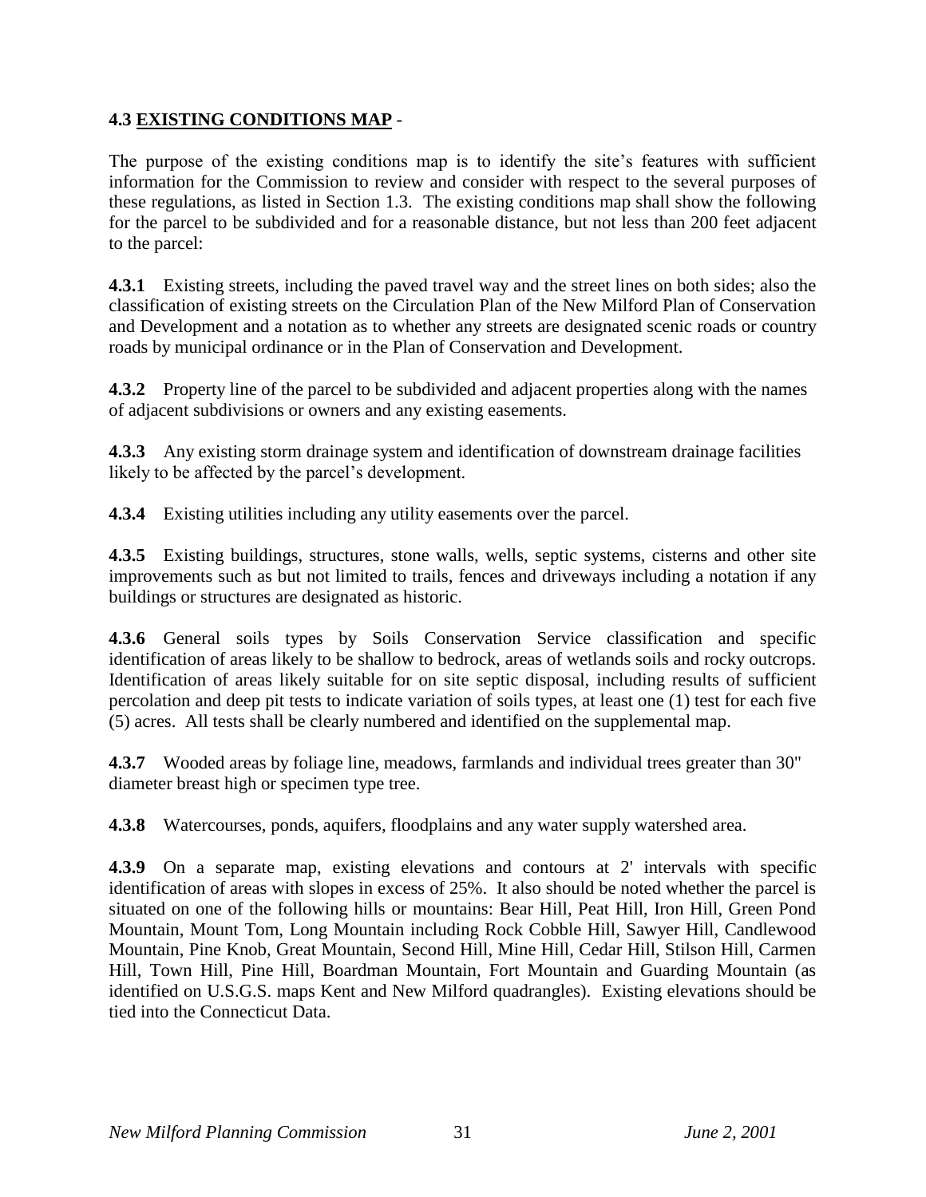## 4.3 EXISTING CONDITIONS MAP -

The purpose of the existing conditions map is to identify the site's features with sufficient information for the Commission to review and consider with respect to the several purposes of these regulations, as listed in Section 1.3. The existing conditions map shall show the following for the parcel to be subdivided and for a reasonable distance, but not less than 200 feet adjacent to the parcel:

**4.3.1** Existing streets, including the paved travel way and the street lines on both sides; also the classification of existing streets on the Circulation Plan of the New Milford Plan of Conservation and Development and a notation as to whether any streets are designated scenic roads or country roads by municipal ordinance or in the Plan of Conservation and Development.

**4.3.2** Property line of the parcel to be subdivided and adjacent properties along with the names of adjacent subdivisions or owners and any existing easements.

**4.3.3** Any existing storm drainage system and identification of downstream drainage facilities likely to be affected by the parcel's development.

**4.3.4** Existing utilities including any utility easements over the parcel.

**4.3.5** Existing buildings, structures, stone walls, wells, septic systems, cisterns and other site improvements such as but not limited to trails, fences and driveways including a notation if any buildings or structures are designated as historic.

**4.3.6** General soils types by Soils Conservation Service classification and specific identification of areas likely to be shallow to bedrock, areas of wetlands soils and rocky outcrops. Identification of areas likely suitable for on site septic disposal, including results of sufficient percolation and deep pit tests to indicate variation of soils types, at least one (1) test for each five (5) acres. All tests shall be clearly numbered and identified on the supplemental map.

**4.3.7** Wooded areas by foliage line, meadows, farmlands and individual trees greater than 30" diameter breast high or specimen type tree.

**4.3.8** Watercourses, ponds, aquifers, floodplains and any water supply watershed area.

**4.3.9** On a separate map, existing elevations and contours at 2' intervals with specific identification of areas with slopes in excess of 25%. It also should be noted whether the parcel is situated on one of the following hills or mountains: Bear Hill, Peat Hill, Iron Hill, Green Pond Mountain, Mount Tom, Long Mountain including Rock Cobble Hill, Sawyer Hill, Candlewood Mountain, Pine Knob, Great Mountain, Second Hill, Mine Hill, Cedar Hill, Stilson Hill, Carmen Hill, Town Hill, Pine Hill, Boardman Mountain, Fort Mountain and Guarding Mountain (as identified on U.S.G.S. maps Kent and New Milford quadrangles). Existing elevations should be tied into the Connecticut Data.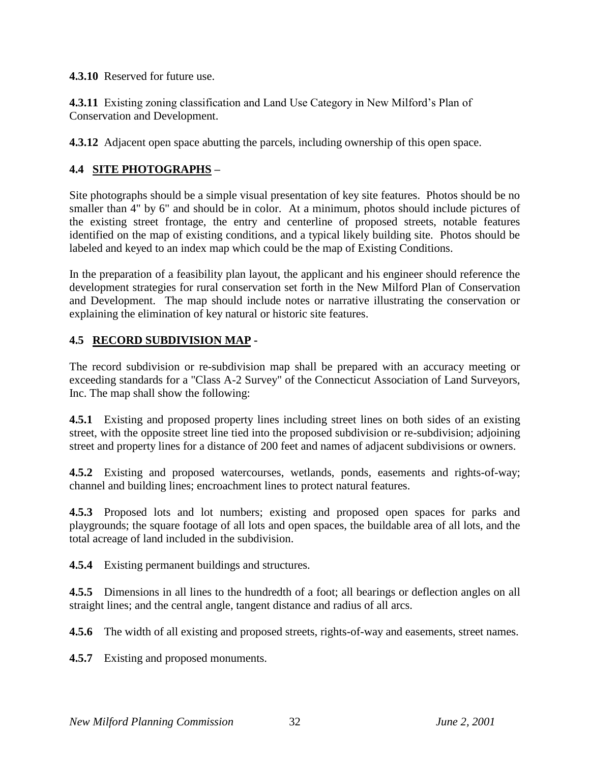**4.3.10** Reserved for future use.

**4.3.11** Existing zoning classification and Land Use Category in New Milford's Plan of Conservation and Development.

**4.3.12** Adjacent open space abutting the parcels, including ownership of this open space.

## 4.4 SITE PHOTOGRAPHS –

Site photographs should be a simple visual presentation of key site features. Photos should be no smaller than 4" by 6" and should be in color. At a minimum, photos should include pictures of the existing street frontage, the entry and centerline of proposed streets, notable features identified on the map of existing conditions, and a typical likely building site. Photos should be labeled and keyed to an index map which could be the map of Existing Conditions.

In the preparation of a feasibility plan layout, the applicant and his engineer should reference the development strategies for rural conservation set forth in the New Milford Plan of Conservation and Development. The map should include notes or narrative illustrating the conservation or explaining the elimination of key natural or historic site features.

## 4.5 RECORD SUBDIVISION MAP -

The record subdivision or re-subdivision map shall be prepared with an accuracy meeting or exceeding standards for a "Class A-2 Survey" of the Connecticut Association of Land Surveyors, Inc. The map shall show the following:

**4.5.1** Existing and proposed property lines including street lines on both sides of an existing street, with the opposite street line tied into the proposed subdivision or re-subdivision; adjoining street and property lines for a distance of 200 feet and names of adjacent subdivisions or owners.

**4.5.2** Existing and proposed watercourses, wetlands, ponds, easements and rights-of-way; channel and building lines; encroachment lines to protect natural features.

**4.5.3** Proposed lots and lot numbers; existing and proposed open spaces for parks and playgrounds; the square footage of all lots and open spaces, the buildable area of all lots, and the total acreage of land included in the subdivision.

**4.5.4** Existing permanent buildings and structures.

**4.5.5** Dimensions in all lines to the hundredth of a foot; all bearings or deflection angles on all straight lines; and the central angle, tangent distance and radius of all arcs.

**4.5.6** The width of all existing and proposed streets, rights-of-way and easements, street names.

**4.5.7** Existing and proposed monuments.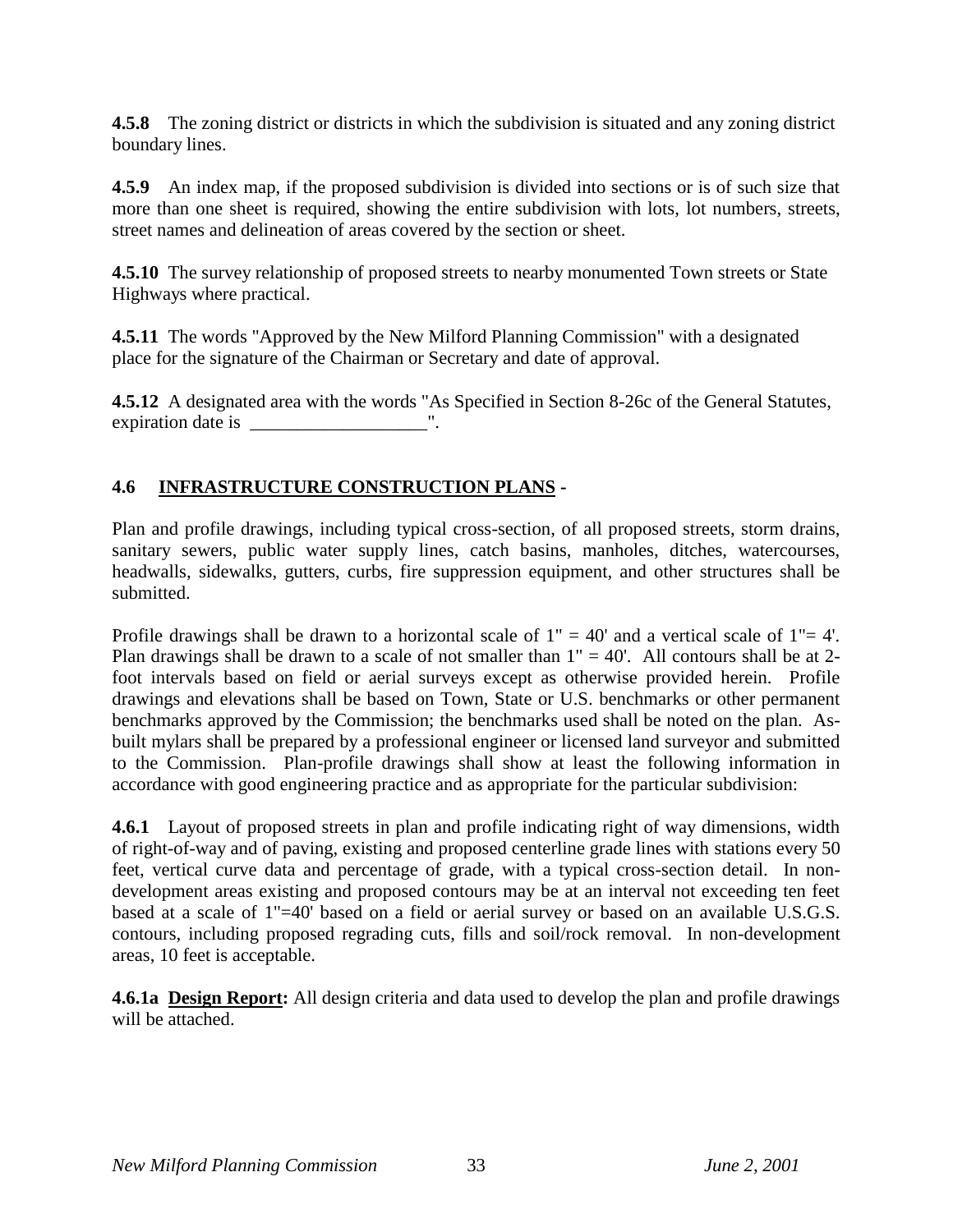**4.5.8** The zoning district or districts in which the subdivision is situated and any zoning district boundary lines.

**4.5.9** An index map, if the proposed subdivision is divided into sections or is of such size that more than one sheet is required, showing the entire subdivision with lots, lot numbers, streets, street names and delineation of areas covered by the section or sheet.

**4.5.10** The survey relationship of proposed streets to nearby monumented Town streets or State Highways where practical.

**4.5.11** The words "Approved by the New Milford Planning Commission" with a designated place for the signature of the Chairman or Secretary and date of approval.

**4.5.12** A designated area with the words "As Specified in Section 8-26c of the General Statutes, expiration date is ___________________".

## 4.6 INFRASTRUCTURE CONSTRUCTION PLANS -

Plan and profile drawings, including typical cross-section, of all proposed streets, storm drains, sanitary sewers, public water supply lines, catch basins, manholes, ditches, watercourses, headwalls, sidewalks, gutters, curbs, fire suppression equipment, and other structures shall be submitted.

Profile drawings shall be drawn to a horizontal scale of 1" = 40' and a vertical scale of 1"= 4'. Plan drawings shall be drawn to a scale of not smaller than 1" = 40'. All contours shall be at 2-foot intervals based on field or aerial surveys except as otherwise provided herein. Profile drawings and elevations shall be based on Town, State or U.S. benchmarks or other permanent benchmarks approved by the Commission; the benchmarks used shall be noted on the plan. As-built mylars shall be prepared by a professional engineer or licensed land surveyor and submitted to the Commission. Plan-profile drawings shall show at least the following information in accordance with good engineering practice and as appropriate for the particular subdivision:

**4.6.1** Layout of proposed streets in plan and profile indicating right of way dimensions, width of right-of-way and of paving, existing and proposed centerline grade lines with stations every 50 feet, vertical curve data and percentage of grade, with a typical cross-section detail. In non-development areas existing and proposed contours may be at an interval not exceeding ten feet based at a scale of 1"=40' based on a field or aerial survey or based on an available U.S.G.S. contours, including proposed regrading cuts, fills and soil/rock removal. In non-development areas, 10 feet is acceptable.

**4.6.1a Design Report:** All design criteria and data used to develop the plan and profile drawings will be attached.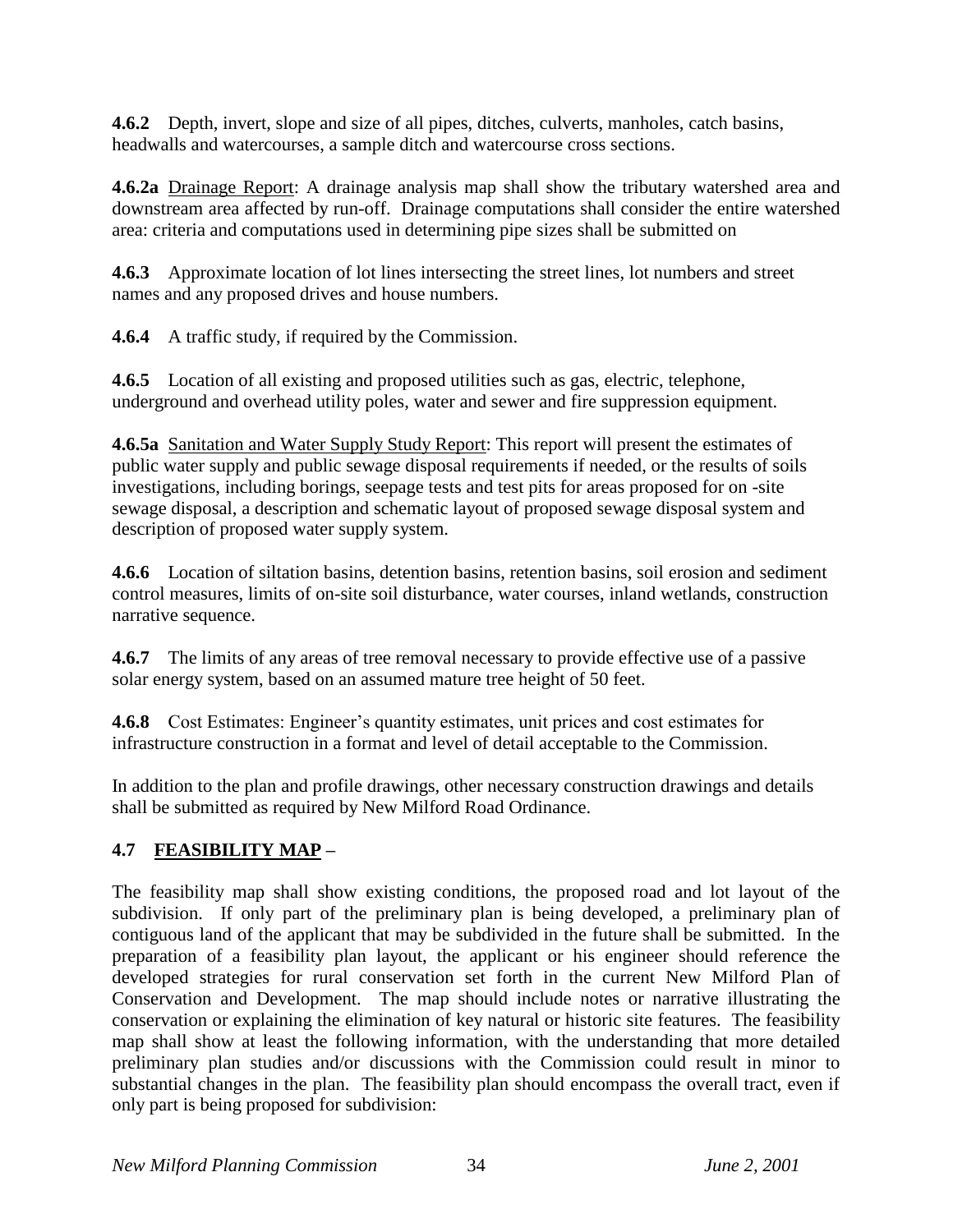**4.6.2** Depth, invert, slope and size of all pipes, ditches, culverts, manholes, catch basins, headwalls and watercourses, a sample ditch and watercourse cross sections.

**4.6.2a** Drainage Report: A drainage analysis map shall show the tributary watershed area and downstream area affected by run-off. Drainage computations shall consider the entire watershed area: criteria and computations used in determining pipe sizes shall be submitted on

**4.6.3** Approximate location of lot lines intersecting the street lines, lot numbers and street names and any proposed drives and house numbers.

**4.6.4** A traffic study, if required by the Commission.

**4.6.5** Location of all existing and proposed utilities such as gas, electric, telephone, underground and overhead utility poles, water and sewer and fire suppression equipment.

**4.6.5a** Sanitation and Water Supply Study Report: This report will present the estimates of public water supply and public sewage disposal requirements if needed, or the results of soils investigations, including borings, seepage tests and test pits for areas proposed for on -site sewage disposal, a description and schematic layout of proposed sewage disposal system and description of proposed water supply system.

**4.6.6** Location of siltation basins, detention basins, retention basins, soil erosion and sediment control measures, limits of on-site soil disturbance, water courses, inland wetlands, construction narrative sequence.

**4.6.7** The limits of any areas of tree removal necessary to provide effective use of a passive solar energy system, based on an assumed mature tree height of 50 feet.

**4.6.8** Cost Estimates: Engineer's quantity estimates, unit prices and cost estimates for infrastructure construction in a format and level of detail acceptable to the Commission.

In addition to the plan and profile drawings, other necessary construction drawings and details shall be submitted as required by New Milford Road Ordinance.

## 4.7 FEASIBILITY MAP –

The feasibility map shall show existing conditions, the proposed road and lot layout of the subdivision. If only part of the preliminary plan is being developed, a preliminary plan of contiguous land of the applicant that may be subdivided in the future shall be submitted. In the preparation of a feasibility plan layout, the applicant or his engineer should reference the developed strategies for rural conservation set forth in the current New Milford Plan of Conservation and Development. The map should include notes or narrative illustrating the conservation or explaining the elimination of key natural or historic site features. The feasibility map shall show at least the following information, with the understanding that more detailed preliminary plan studies and/or discussions with the Commission could result in minor to substantial changes in the plan. The feasibility plan should encompass the overall tract, even if only part is being proposed for subdivision: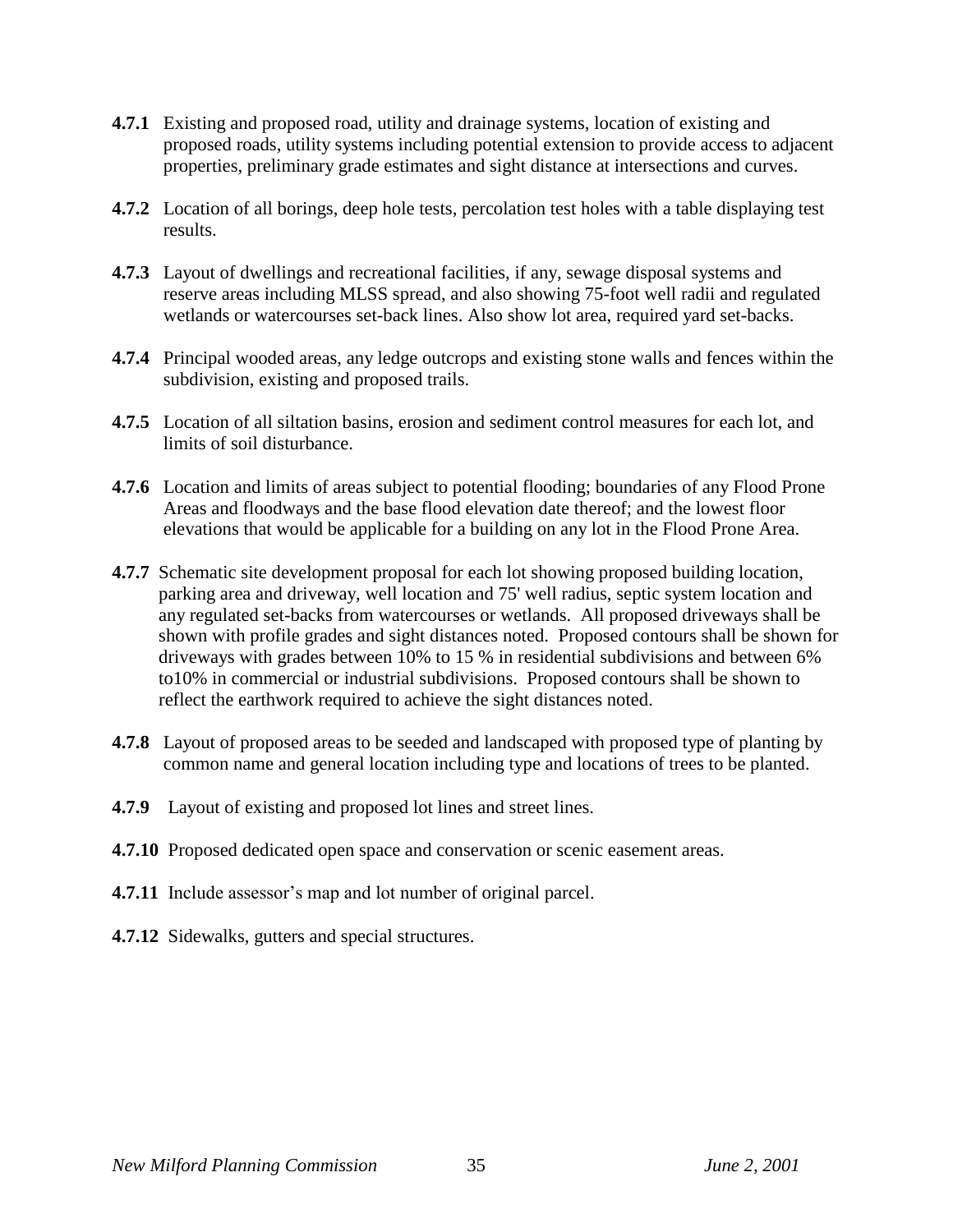**4.7.1** Existing and proposed road, utility and drainage systems, location of existing and proposed roads, utility systems including potential extension to provide access to adjacent properties, preliminary grade estimates and sight distance at intersections and curves.

**4.7.2** Location of all borings, deep hole tests, percolation test holes with a table displaying test results.

**4.7.3** Layout of dwellings and recreational facilities, if any, sewage disposal systems and reserve areas including MLSS spread, and also showing 75-foot well radii and regulated wetlands or watercourses set-back lines. Also show lot area, required yard set-backs.

**4.7.4** Principal wooded areas, any ledge outcrops and existing stone walls and fences within the subdivision, existing and proposed trails.

**4.7.5** Location of all siltation basins, erosion and sediment control measures for each lot, and limits of soil disturbance.

**4.7.6** Location and limits of areas subject to potential flooding; boundaries of any Flood Prone Areas and floodways and the base flood elevation date thereof; and the lowest floor elevations that would be applicable for a building on any lot in the Flood Prone Area.

**4.7.7** Schematic site development proposal for each lot showing proposed building location, parking area and driveway, well location and 75' well radius, septic system location and any regulated set-backs from watercourses or wetlands. All proposed driveways shall be shown with profile grades and sight distances noted. Proposed contours shall be shown for driveways with grades between 10% to 15 % in residential subdivisions and between 6% to10% in commercial or industrial subdivisions. Proposed contours shall be shown to reflect the earthwork required to achieve the sight distances noted.

**4.7.8** Layout of proposed areas to be seeded and landscaped with proposed type of planting by common name and general location including type and locations of trees to be planted.

**4.7.9** Layout of existing and proposed lot lines and street lines.

**4.7.10** Proposed dedicated open space and conservation or scenic easement areas.

**4.7.11** Include assessor's map and lot number of original parcel.

**4.7.12** Sidewalks, gutters and special structures.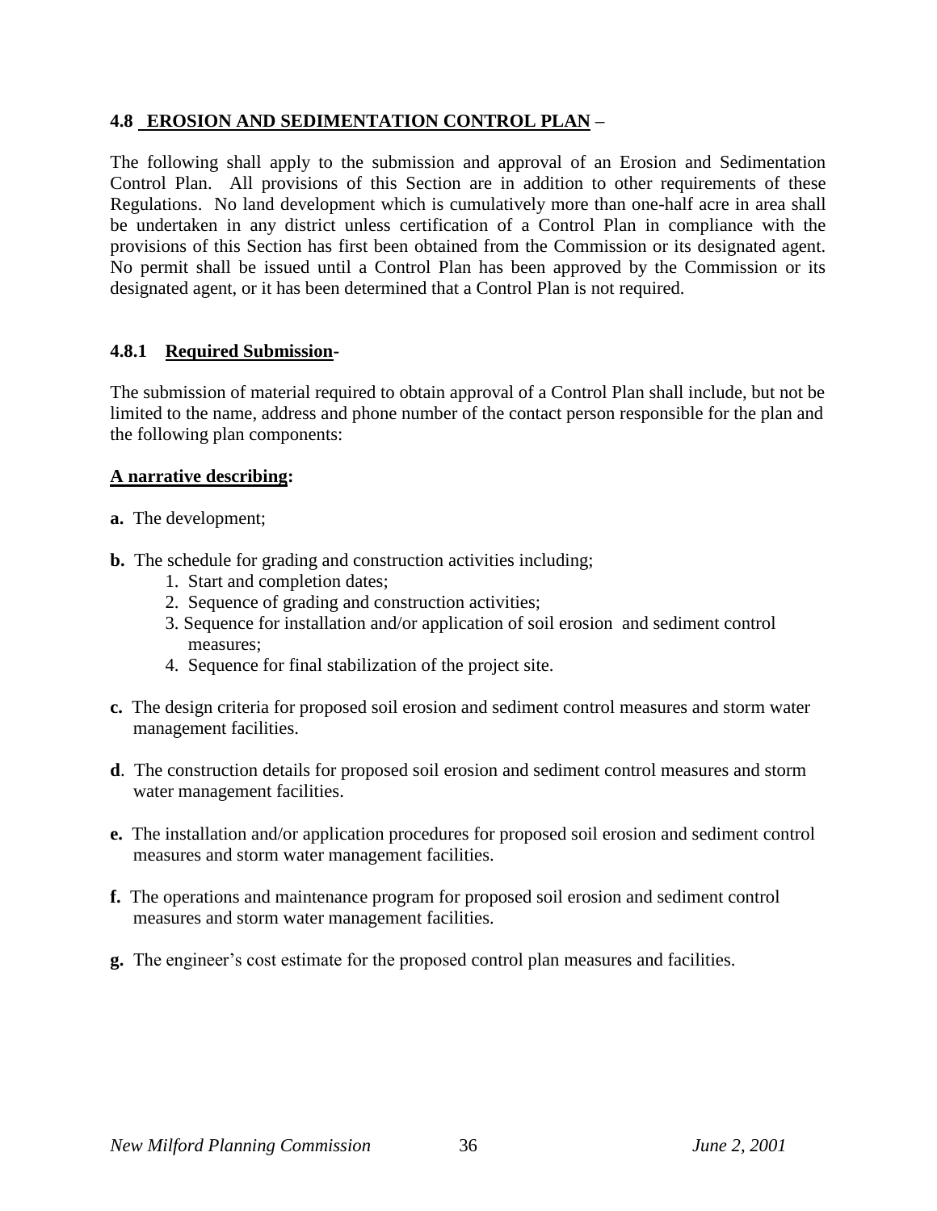## 4.8 EROSION AND SEDIMENTATION CONTROL PLAN –

The following shall apply to the submission and approval of an Erosion and Sedimentation Control Plan. All provisions of this Section are in addition to other requirements of these Regulations. No land development which is cumulatively more than one-half acre in area shall be undertaken in any district unless certification of a Control Plan in compliance with the provisions of this Section has first been obtained from the Commission or its designated agent. No permit shall be issued until a Control Plan has been approved by the Commission or its designated agent, or it has been determined that a Control Plan is not required.

### 4.8.1 Required Submission-

The submission of material required to obtain approval of a Control Plan shall include, but not be limited to the name, address and phone number of the contact person responsible for the plan and the following plan components:

**A narrative describing:**

**a.** The development;

**b.** The schedule for grading and construction activities including;

1. Start and completion dates;
2. Sequence of grading and construction activities;
3. Sequence for installation and/or application of soil erosion and sediment control measures;
4. Sequence for final stabilization of the project site.

**c.** The design criteria for proposed soil erosion and sediment control measures and storm water management facilities.

**d**. The construction details for proposed soil erosion and sediment control measures and storm water management facilities.

**e.** The installation and/or application procedures for proposed soil erosion and sediment control measures and storm water management facilities.

**f.** The operations and maintenance program for proposed soil erosion and sediment control measures and storm water management facilities.

**g.** The engineer's cost estimate for the proposed control plan measures and facilities.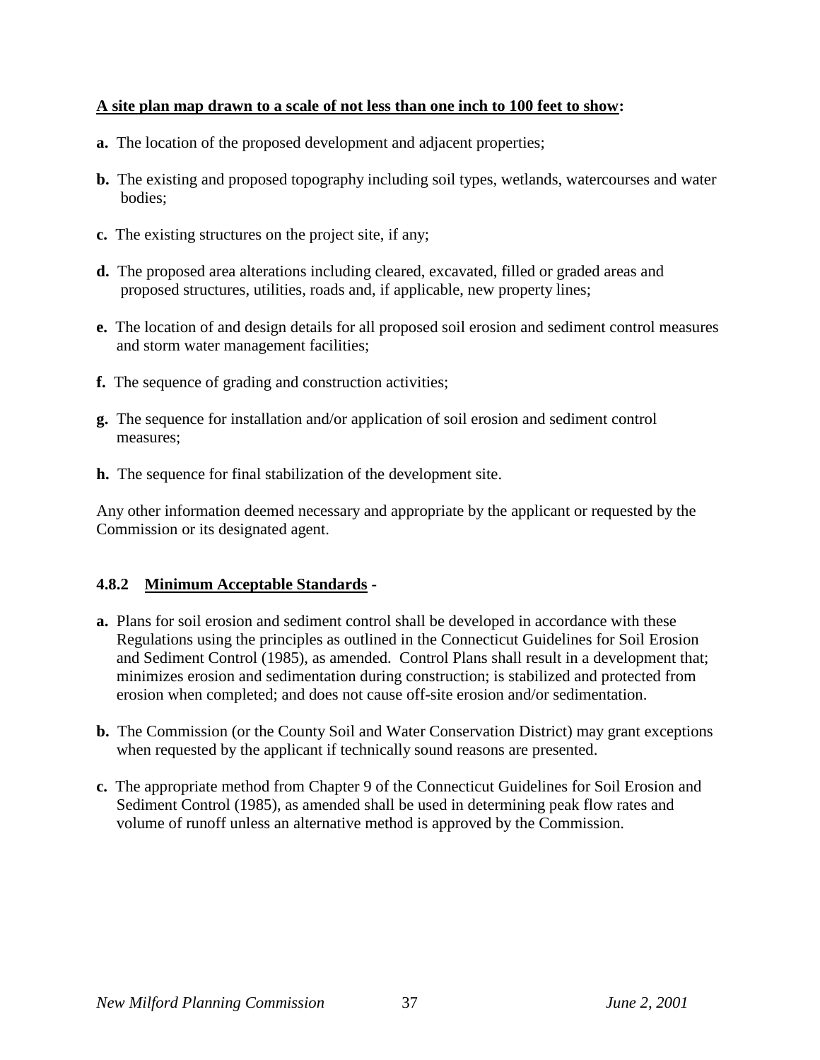**<u>A site plan map drawn to a scale of not less than one inch to 100 feet to show</u>:**

**a.** The location of the proposed development and adjacent properties;

**b.** The existing and proposed topography including soil types, wetlands, watercourses and water bodies;

**c.** The existing structures on the project site, if any;

**d.** The proposed area alterations including cleared, excavated, filled or graded areas and proposed structures, utilities, roads and, if applicable, new property lines;

**e.** The location of and design details for all proposed soil erosion and sediment control measures and storm water management facilities;

**f.** The sequence of grading and construction activities;

**g.** The sequence for installation and/or application of soil erosion and sediment control measures;

**h.** The sequence for final stabilization of the development site.

Any other information deemed necessary and appropriate by the applicant or requested by the Commission or its designated agent.

### 4.8.2 <u>Minimum Acceptable Standards</u> -

**a.** Plans for soil erosion and sediment control shall be developed in accordance with these Regulations using the principles as outlined in the Connecticut Guidelines for Soil Erosion and Sediment Control (1985), as amended. Control Plans shall result in a development that; minimizes erosion and sedimentation during construction; is stabilized and protected from erosion when completed; and does not cause off-site erosion and/or sedimentation.

**b.** The Commission (or the County Soil and Water Conservation District) may grant exceptions when requested by the applicant if technically sound reasons are presented.

**c.** The appropriate method from Chapter 9 of the Connecticut Guidelines for Soil Erosion and Sediment Control (1985), as amended shall be used in determining peak flow rates and volume of runoff unless an alternative method is approved by the Commission.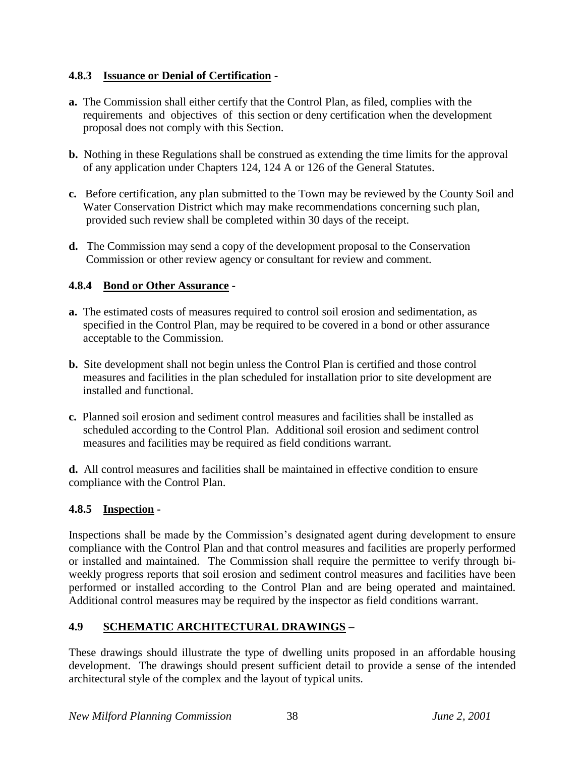### 4.8.3 Issuance or Denial of Certification -

**a.** The Commission shall either certify that the Control Plan, as filed, complies with the requirements and objectives of this section or deny certification when the development proposal does not comply with this Section.

**b.** Nothing in these Regulations shall be construed as extending the time limits for the approval of any application under Chapters 124, 124 A or 126 of the General Statutes.

**c.** Before certification, any plan submitted to the Town may be reviewed by the County Soil and Water Conservation District which may make recommendations concerning such plan, provided such review shall be completed within 30 days of the receipt.

**d.** The Commission may send a copy of the development proposal to the Conservation Commission or other review agency or consultant for review and comment.

### 4.8.4 Bond or Other Assurance -

**a.** The estimated costs of measures required to control soil erosion and sedimentation, as specified in the Control Plan, may be required to be covered in a bond or other assurance acceptable to the Commission.

**b.** Site development shall not begin unless the Control Plan is certified and those control measures and facilities in the plan scheduled for installation prior to site development are installed and functional.

**c.** Planned soil erosion and sediment control measures and facilities shall be installed as scheduled according to the Control Plan. Additional soil erosion and sediment control measures and facilities may be required as field conditions warrant.

**d.** All control measures and facilities shall be maintained in effective condition to ensure compliance with the Control Plan.

### 4.8.5 Inspection -

Inspections shall be made by the Commission's designated agent during development to ensure compliance with the Control Plan and that control measures and facilities are properly performed or installed and maintained. The Commission shall require the permittee to verify through bi-weekly progress reports that soil erosion and sediment control measures and facilities have been performed or installed according to the Control Plan and are being operated and maintained. Additional control measures may be required by the inspector as field conditions warrant.

## 4.9 SCHEMATIC ARCHITECTURAL DRAWINGS –

These drawings should illustrate the type of dwelling units proposed in an affordable housing development. The drawings should present sufficient detail to provide a sense of the intended architectural style of the complex and the layout of typical units.